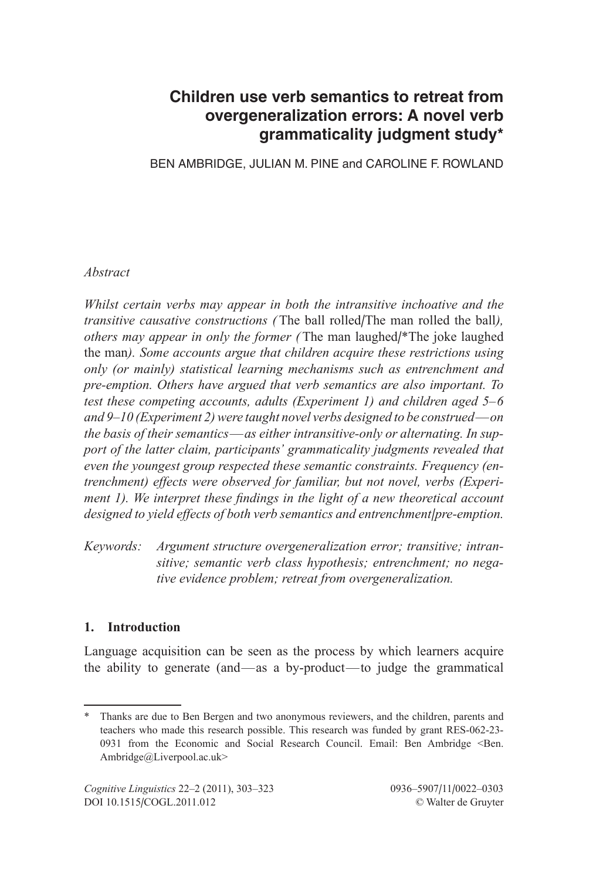# Children use verb semantics to retreat from overgeneralization errors: A novel verb grammaticality judgment study*

BEN AMBRIDGE, JULIAN M. PINE and CAROLINE F. ROWLAND

*Abstract*

*Whilst certain verbs may appear in both the intransitive inchoative and the transitive causative constructions (*The ball rolled/The man rolled the ball*), others may appear in only the former (*The man laughed/*The joke laughed the man*). Some accounts argue that children acquire these restrictions using only (or mainly) statistical learning mechanisms such as entrenchment and pre-emption. Others have argued that verb semantics are also important. To test these competing accounts, adults (Experiment 1) and children aged 5–6 and 9–10 (Experiment 2) were taught novel verbs designed to be construed—on the basis of their semantics—as either intransitive-only or alternating. In support of the latter claim, participants' grammaticality judgments revealed that even the youngest group respected these semantic constraints. Frequency (entrenchment) effects were observed for familiar, but not novel, verbs (Experiment 1). We interpret these findings in the light of a new theoretical account designed to yield effects of both verb semantics and entrenchment/pre-emption.*

Keywords: *Argument structure overgeneralization error; transitive; intransitive; semantic verb class hypothesis; entrenchment; no negative evidence problem; retreat from overgeneralization.*

## 1. Introduction

Language acquisition can be seen as the process by which learners acquire the ability to generate (and—as a by-product—to judge the grammatical

---

* Thanks are due to Ben Bergen and two anonymous reviewers, and the children, parents and teachers who made this research possible. This research was funded by grant RES-062-23-0931 from the Economic and Social Research Council. Email: Ben Ambridge <Ben.Ambridge@Liverpool.ac.uk>

Cognitive Linguistics 22–2 (2011), 303–323
DOI 10.1515/COGL.2011.012

0936–5907/11/0022–0303
© Walter de Gruyter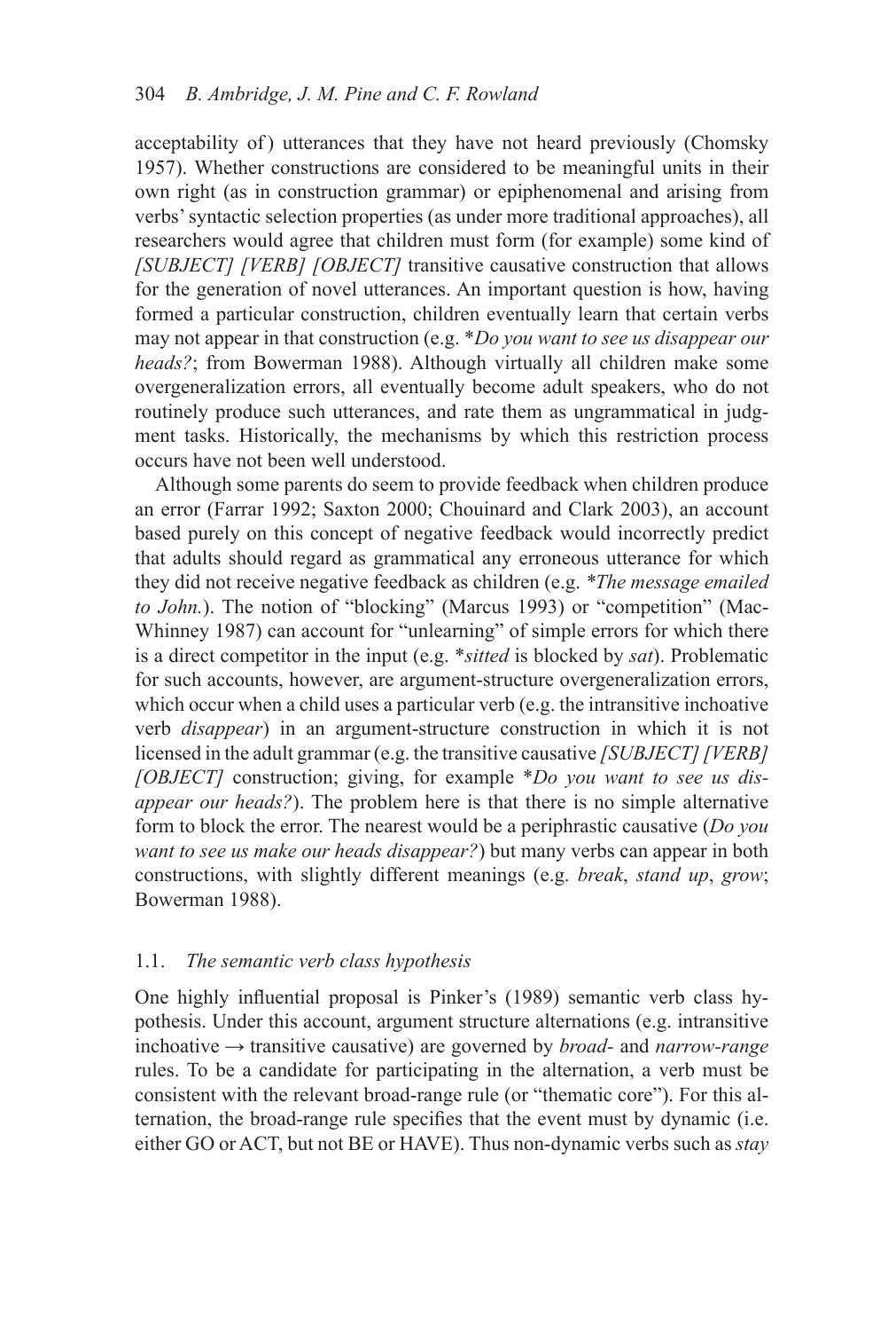acceptability of) utterances that they have not heard previously (Chomsky 1957). Whether constructions are considered to be meaningful units in their own right (as in construction grammar) or epiphenomenal and arising from verbs' syntactic selection properties (as under more traditional approaches), all researchers would agree that children must form (for example) some kind of *[SUBJECT] [VERB] [OBJECT]* transitive causative construction that allows for the generation of novel utterances. An important question is how, having formed a particular construction, children eventually learn that certain verbs may not appear in that construction (e.g. \**Do you want to see us disappear our heads?*; from Bowerman 1988). Although virtually all children make some overgeneralization errors, all eventually become adult speakers, who do not routinely produce such utterances, and rate them as ungrammatical in judgment tasks. Historically, the mechanisms by which this restriction process occurs have not been well understood.

Although some parents do seem to provide feedback when children produce an error (Farrar 1992; Saxton 2000; Chouinard and Clark 2003), an account based purely on this concept of negative feedback would incorrectly predict that adults should regard as grammatical any erroneous utterance for which they did not receive negative feedback as children (e.g. \**The message emailed to John.*). The notion of "blocking" (Marcus 1993) or "competition" (MacWhinney 1987) can account for "unlearning" of simple errors for which there is a direct competitor in the input (e.g. \**sitted* is blocked by *sat*). Problematic for such accounts, however, are argument-structure overgeneralization errors, which occur when a child uses a particular verb (e.g. the intransitive inchoative verb *disappear*) in an argument-structure construction in which it is not licensed in the adult grammar (e.g. the transitive causative *[SUBJECT] [VERB] [OBJECT]* construction; giving, for example \**Do you want to see us disappear our heads?*). The problem here is that there is no simple alternative form to block the error. The nearest would be a periphrastic causative (*Do you want to see us make our heads disappear?*) but many verbs can appear in both constructions, with slightly different meanings (e.g. *break*, *stand up*, *grow*; Bowerman 1988).

### 1.1. *The semantic verb class hypothesis*

One highly influential proposal is Pinker's (1989) semantic verb class hypothesis. Under this account, argument structure alternations (e.g. intransitive inchoative → transitive causative) are governed by *broad-* and *narrow-range* rules. To be a candidate for participating in the alternation, a verb must be consistent with the relevant broad-range rule (or "thematic core"). For this alternation, the broad-range rule specifies that the event must by dynamic (i.e. either GO or ACT, but not BE or HAVE). Thus non-dynamic verbs such as *stay*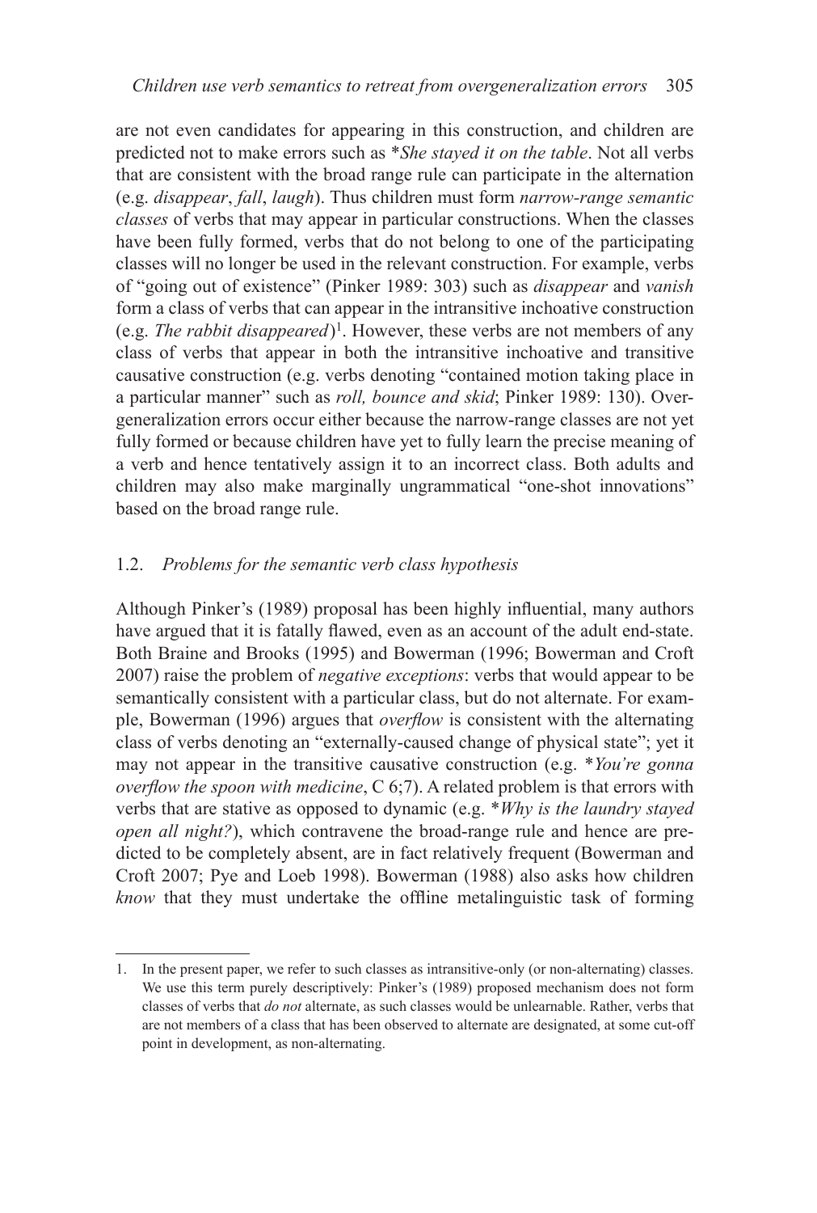are not even candidates for appearing in this construction, and children are predicted not to make errors such as *\*She stayed it on the table*. Not all verbs that are consistent with the broad range rule can participate in the alternation (e.g. *disappear*, *fall*, *laugh*). Thus children must form *narrow-range semantic classes* of verbs that may appear in particular constructions. When the classes have been fully formed, verbs that do not belong to one of the participating classes will no longer be used in the relevant construction. For example, verbs of "going out of existence" (Pinker 1989: 303) such as *disappear* and *vanish* form a class of verbs that can appear in the intransitive inchoative construction (e.g. *The rabbit disappeared*)[1]. However, these verbs are not members of any class of verbs that appear in both the intransitive inchoative and transitive causative construction (e.g. verbs denoting "contained motion taking place in a particular manner" such as *roll, bounce and skid*; Pinker 1989: 130). Overgeneralization errors occur either because the narrow-range classes are not yet fully formed or because children have yet to fully learn the precise meaning of a verb and hence tentatively assign it to an incorrect class. Both adults and children may also make marginally ungrammatical "one-shot innovations" based on the broad range rule.

### 1.2. *Problems for the semantic verb class hypothesis*

Although Pinker's (1989) proposal has been highly influential, many authors have argued that it is fatally flawed, even as an account of the adult end-state. Both Braine and Brooks (1995) and Bowerman (1996; Bowerman and Croft 2007) raise the problem of *negative exceptions*: verbs that would appear to be semantically consistent with a particular class, but do not alternate. For example, Bowerman (1996) argues that *overflow* is consistent with the alternating class of verbs denoting an "externally-caused change of physical state"; yet it may not appear in the transitive causative construction (e.g. *\*You're gonna overflow the spoon with medicine*, C 6;7). A related problem is that errors with verbs that are stative as opposed to dynamic (e.g. *\*Why is the laundry stayed open all night?*), which contravene the broad-range rule and hence are predicted to be completely absent, are in fact relatively frequent (Bowerman and Croft 2007; Pye and Loeb 1998). Bowerman (1988) also asks how children *know* that they must undertake the offline metalinguistic task of forming

---

1. In the present paper, we refer to such classes as intransitive-only (or non-alternating) classes. We use this term purely descriptively: Pinker's (1989) proposed mechanism does not form classes of verbs that *do not* alternate, as such classes would be unlearnable. Rather, verbs that are not members of a class that has been observed to alternate are designated, at some cut-off point in development, as non-alternating.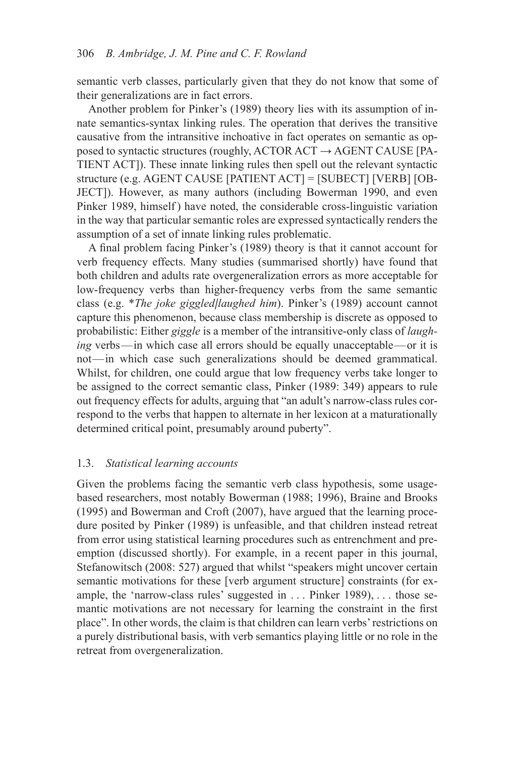semantic verb classes, particularly given that they do not know that some of their generalizations are in fact errors.

Another problem for Pinker's (1989) theory lies with its assumption of innate semantics-syntax linking rules. The operation that derives the transitive causative from the intransitive inchoative in fact operates on semantic as opposed to syntactic structures (roughly, ACTOR ACT → AGENT CAUSE [PATIENT ACT]). These innate linking rules then spell out the relevant syntactic structure (e.g. AGENT CAUSE [PATIENT ACT] = [SUBECT] [VERB] [OBJECT]). However, as many authors (including Bowerman 1990, and even Pinker 1989, himself) have noted, the considerable cross-linguistic variation in the way that particular semantic roles are expressed syntactically renders the assumption of a set of innate linking rules problematic.

A final problem facing Pinker's (1989) theory is that it cannot account for verb frequency effects. Many studies (summarised shortly) have found that both children and adults rate overgeneralization errors as more acceptable for low-frequency verbs than higher-frequency verbs from the same semantic class (e.g. **The joke giggled/laughed him*). Pinker's (1989) account cannot capture this phenomenon, because class membership is discrete as opposed to probabilistic: Either *giggle* is a member of the intransitive-only class of *laughing* verbs — in which case all errors should be equally unacceptable — or it is not — in which case such generalizations should be deemed grammatical. Whilst, for children, one could argue that low frequency verbs take longer to be assigned to the correct semantic class, Pinker (1989: 349) appears to rule out frequency effects for adults, arguing that "an adult's narrow-class rules correspond to the verbs that happen to alternate in her lexicon at a maturationally determined critical point, presumably around puberty".

### 1.3. *Statistical learning accounts*

Given the problems facing the semantic verb class hypothesis, some usage-based researchers, most notably Bowerman (1988; 1996), Braine and Brooks (1995) and Bowerman and Croft (2007), have argued that the learning procedure posited by Pinker (1989) is unfeasible, and that children instead retreat from error using statistical learning procedures such as entrenchment and pre-emption (discussed shortly). For example, in a recent paper in this journal, Stefanowitsch (2008: 527) argued that whilst "speakers might uncover certain semantic motivations for these [verb argument structure] constraints (for example, the 'narrow-class rules' suggested in . . . Pinker 1989), . . . those semantic motivations are not necessary for learning the constraint in the first place". In other words, the claim is that children can learn verbs' restrictions on a purely distributional basis, with verb semantics playing little or no role in the retreat from overgeneralization.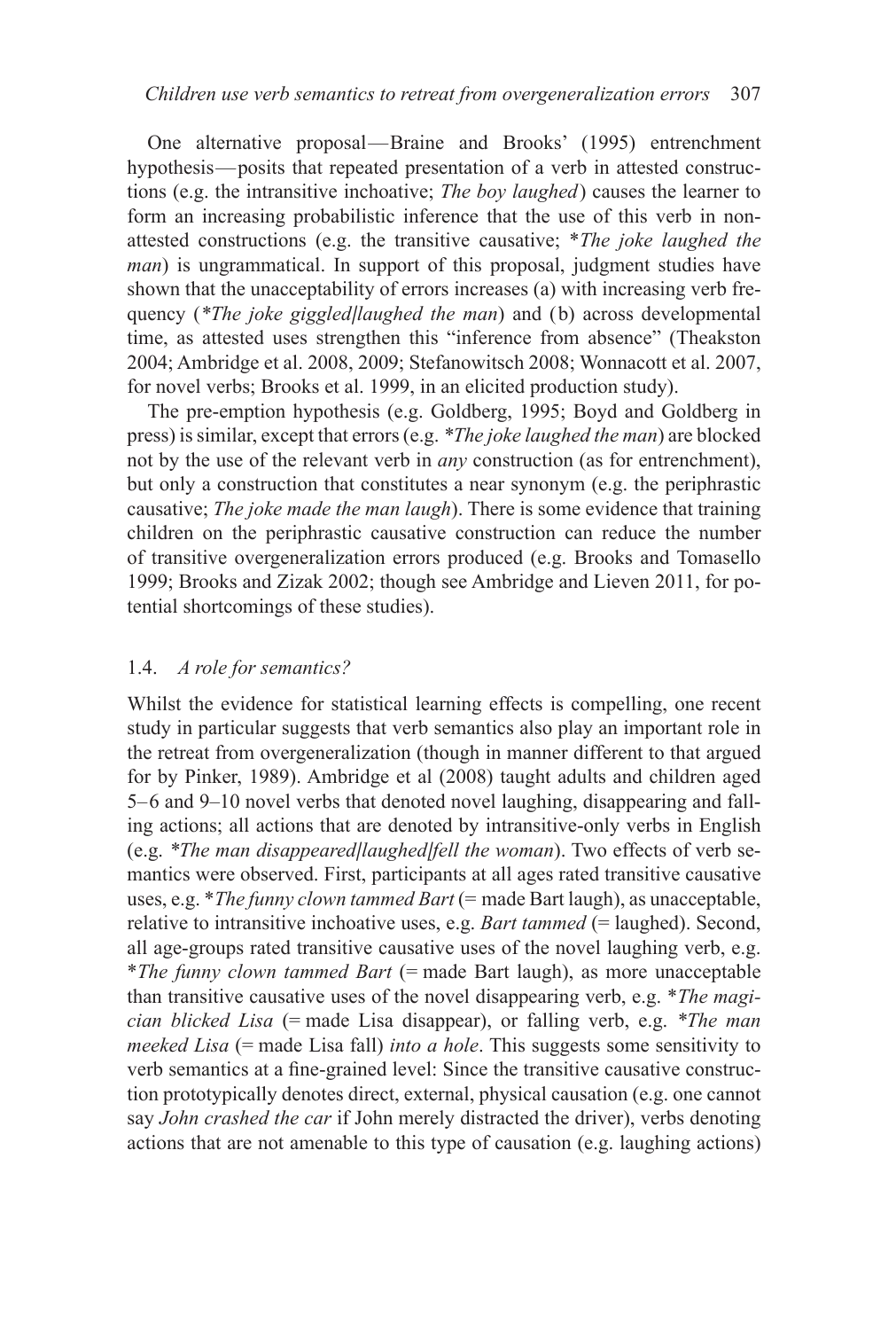One alternative proposal—Braine and Brooks' (1995) entrenchment hypothesis—posits that repeated presentation of a verb in attested constructions (e.g. the intransitive inchoative; *The boy laughed*) causes the learner to form an increasing probabilistic inference that the use of this verb in non-attested constructions (e.g. the transitive causative; **The joke laughed the man*) is ungrammatical. In support of this proposal, judgment studies have shown that the unacceptability of errors increases (a) with increasing verb frequency (**The joke giggled/laughed the man*) and (b) across developmental time, as attested uses strengthen this "inference from absence" (Theakston 2004; Ambridge et al. 2008, 2009; Stefanowitsch 2008; Wonnacott et al. 2007, for novel verbs; Brooks et al. 1999, in an elicited production study).

The pre-emption hypothesis (e.g. Goldberg, 1995; Boyd and Goldberg in press) is similar, except that errors (e.g. **The joke laughed the man*) are blocked not by the use of the relevant verb in *any* construction (as for entrenchment), but only a construction that constitutes a near synonym (e.g. the periphrastic causative; *The joke made the man laugh*). There is some evidence that training children on the periphrastic causative construction can reduce the number of transitive overgeneralization errors produced (e.g. Brooks and Tomasello 1999; Brooks and Zizak 2002; though see Ambridge and Lieven 2011, for potential shortcomings of these studies).

### 1.4. *A role for semantics?*

Whilst the evidence for statistical learning effects is compelling, one recent study in particular suggests that verb semantics also play an important role in the retreat from overgeneralization (though in manner different to that argued for by Pinker, 1989). Ambridge et al (2008) taught adults and children aged 5–6 and 9–10 novel verbs that denoted novel laughing, disappearing and falling actions; all actions that are denoted by intransitive-only verbs in English (e.g. **The man disappeared/laughed/fell the woman*). Two effects of verb semantics were observed. First, participants at all ages rated transitive causative uses, e.g. **The funny clown tammed Bart* (= made Bart laugh), as unacceptable, relative to intransitive inchoative uses, e.g. *Bart tammed* (= laughed). Second, all age-groups rated transitive causative uses of the novel laughing verb, e.g. **The funny clown tammed Bart* (= made Bart laugh), as more unacceptable than transitive causative uses of the novel disappearing verb, e.g. **The magician blicked Lisa* (= made Lisa disappear), or falling verb, e.g. **The man meeked Lisa* (= made Lisa fall) *into a hole*. This suggests some sensitivity to verb semantics at a fine-grained level: Since the transitive causative construction prototypically denotes direct, external, physical causation (e.g. one cannot say *John crashed the car* if John merely distracted the driver), verbs denoting actions that are not amenable to this type of causation (e.g. laughing actions)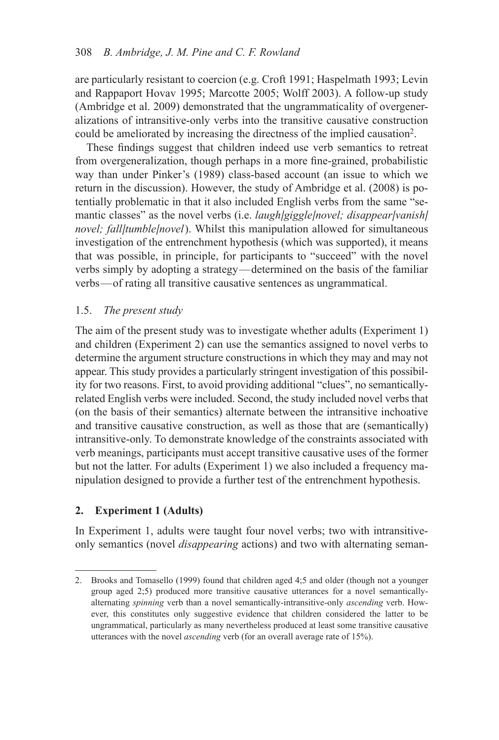are particularly resistant to coercion (e.g. Croft 1991; Haspelmath 1993; Levin and Rappaport Hovav 1995; Marcotte 2005; Wolff 2003). A follow-up study (Ambridge et al. 2009) demonstrated that the ungrammaticality of overgeneralizations of intransitive-only verbs into the transitive causative construction could be ameliorated by increasing the directness of the implied causation[2].

These findings suggest that children indeed use verb semantics to retreat from overgeneralization, though perhaps in a more fine-grained, probabilistic way than under Pinker's (1989) class-based account (an issue to which we return in the discussion). However, the study of Ambridge et al. (2008) is potentially problematic in that it also included English verbs from the same "semantic classes" as the novel verbs (i.e. *laugh/giggle/novel; disappear/vanish/novel; fall/tumble/novel*). Whilst this manipulation allowed for simultaneous investigation of the entrenchment hypothesis (which was supported), it means that was possible, in principle, for participants to "succeed" with the novel verbs simply by adopting a strategy—determined on the basis of the familiar verbs—of rating all transitive causative sentences as ungrammatical.

### 1.5. *The present study*

The aim of the present study was to investigate whether adults (Experiment 1) and children (Experiment 2) can use the semantics assigned to novel verbs to determine the argument structure constructions in which they may and may not appear. This study provides a particularly stringent investigation of this possibility for two reasons. First, to avoid providing additional "clues", no semantically-related English verbs were included. Second, the study included novel verbs that (on the basis of their semantics) alternate between the intransitive inchoative and transitive causative construction, as well as those that are (semantically) intransitive-only. To demonstrate knowledge of the constraints associated with verb meanings, participants must accept transitive causative uses of the former but not the latter. For adults (Experiment 1) we also included a frequency manipulation designed to provide a further test of the entrenchment hypothesis.

## 2. Experiment 1 (Adults)

In Experiment 1, adults were taught four novel verbs; two with intransitive-only semantics (novel *disappearing* actions) and two with alternating seman-

2. Brooks and Tomasello (1999) found that children aged 4;5 and older (though not a younger group aged 2;5) produced more transitive causative utterances for a novel semantically-alternating *spinning* verb than a novel semantically-intransitive-only *ascending* verb. However, this constitutes only suggestive evidence that children considered the latter to be ungrammatical, particularly as many nevertheless produced at least some transitive causative utterances with the novel *ascending* verb (for an overall average rate of 15%).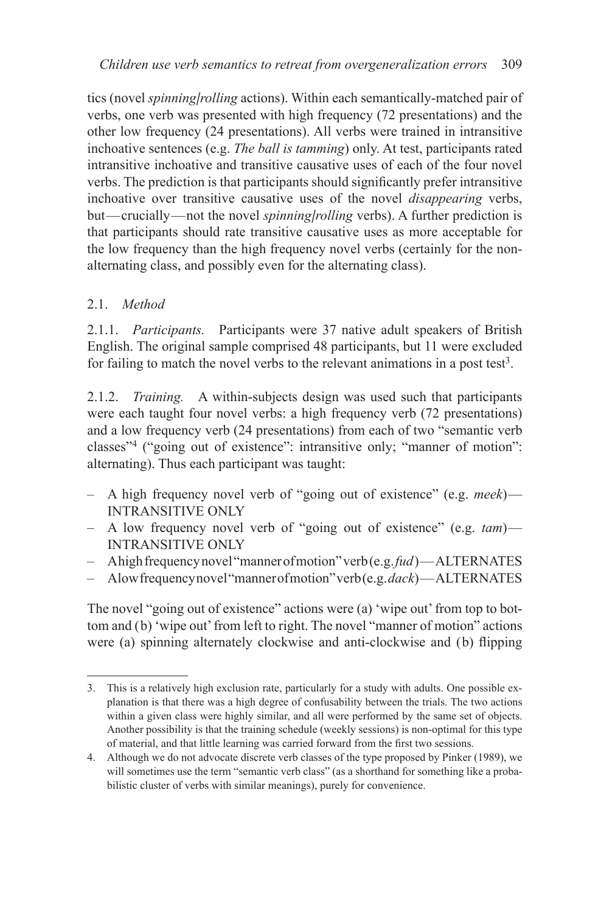tics (novel *spinning/rolling* actions). Within each semantically-matched pair of verbs, one verb was presented with high frequency (72 presentations) and the other low frequency (24 presentations). All verbs were trained in intransitive inchoative sentences (e.g. *The ball is tamming*) only. At test, participants rated intransitive inchoative and transitive causative uses of each of the four novel verbs. The prediction is that participants should significantly prefer intransitive inchoative over transitive causative uses of the novel *disappearing* verbs, but—crucially—not the novel *spinning/rolling* verbs). A further prediction is that participants should rate transitive causative uses as more acceptable for the low frequency than the high frequency novel verbs (certainly for the non-alternating class, and possibly even for the alternating class).

### 2.1. *Method*

#### 2.1.1. *Participants.*

Participants were 37 native adult speakers of British English. The original sample comprised 48 participants, but 11 were excluded for failing to match the novel verbs to the relevant animations in a post test[3].

#### 2.1.2. *Training.*

A within-subjects design was used such that participants were each taught four novel verbs: a high frequency verb (72 presentations) and a low frequency verb (24 presentations) from each of two "semantic verb classes"[4] ("going out of existence": intransitive only; "manner of motion": alternating). Thus each participant was taught:

- A high frequency novel verb of "going out of existence" (e.g. *meek*)—INTRANSITIVE ONLY
- A low frequency novel verb of "going out of existence" (e.g. *tam*)—INTRANSITIVE ONLY
- A high frequency novel "manner of motion" verb (e.g. *fud*)—ALTERNATES
- A low frequency novel "manner of motion" verb (e.g. *dack*)—ALTERNATES

The novel "going out of existence" actions were (a) 'wipe out' from top to bottom and (b) 'wipe out' from left to right. The novel "manner of motion" actions were (a) spinning alternately clockwise and anti-clockwise and (b) flipping

---

3. This is a relatively high exclusion rate, particularly for a study with adults. One possible explanation is that there was a high degree of confusability between the trials. The two actions within a given class were highly similar, and all were performed by the same set of objects. Another possibility is that the training schedule (weekly sessions) is non-optimal for this type of material, and that little learning was carried forward from the first two sessions.

4. Although we do not advocate discrete verb classes of the type proposed by Pinker (1989), we will sometimes use the term "semantic verb class" (as a shorthand for something like a probabilistic cluster of verbs with similar meanings), purely for convenience.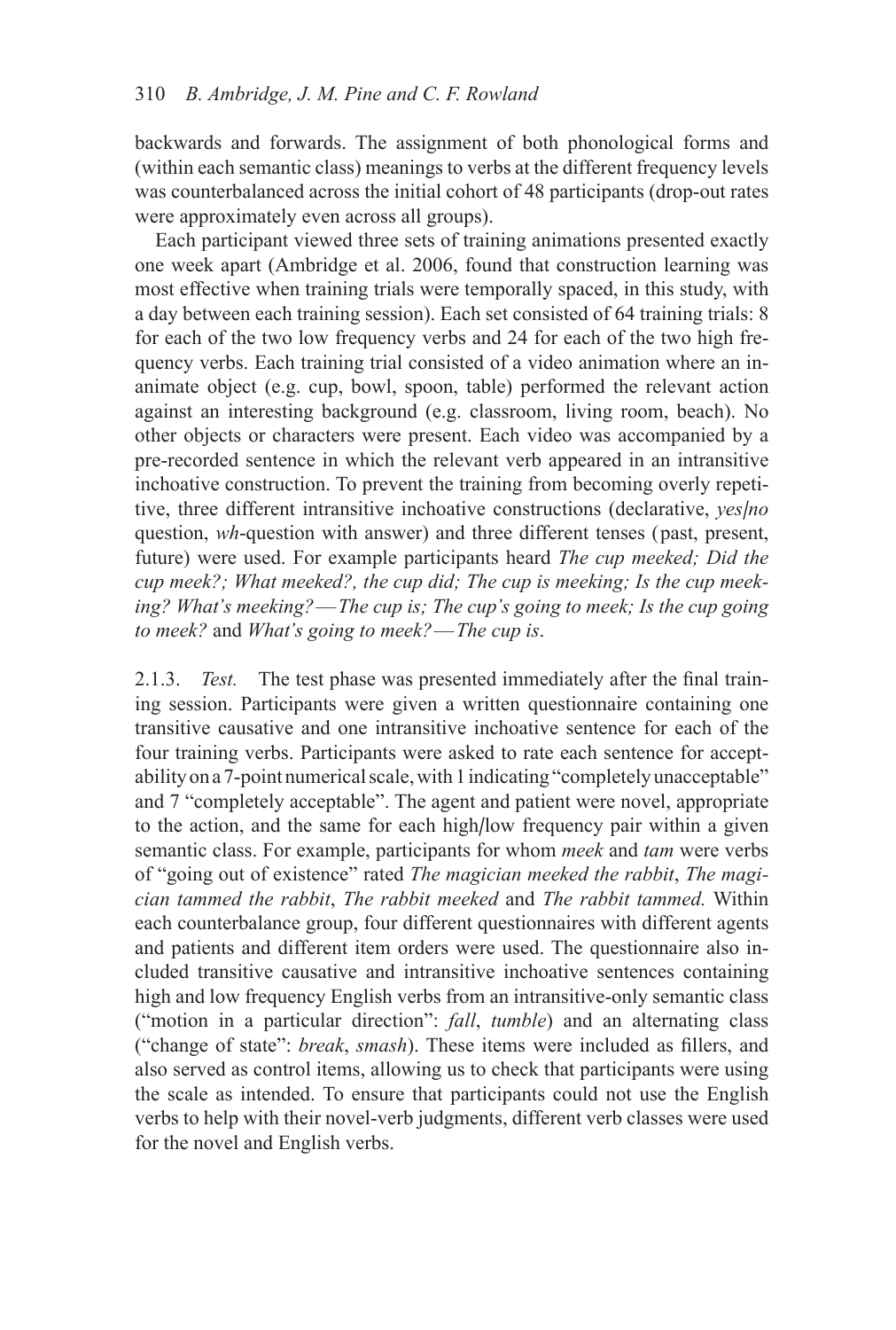backwards and forwards. The assignment of both phonological forms and (within each semantic class) meanings to verbs at the different frequency levels was counterbalanced across the initial cohort of 48 participants (drop-out rates were approximately even across all groups).

Each participant viewed three sets of training animations presented exactly one week apart (Ambridge et al. 2006, found that construction learning was most effective when training trials were temporally spaced, in this study, with a day between each training session). Each set consisted of 64 training trials: 8 for each of the two low frequency verbs and 24 for each of the two high frequency verbs. Each training trial consisted of a video animation where an inanimate object (e.g. cup, bowl, spoon, table) performed the relevant action against an interesting background (e.g. classroom, living room, beach). No other objects or characters were present. Each video was accompanied by a pre-recorded sentence in which the relevant verb appeared in an intransitive inchoative construction. To prevent the training from becoming overly repetitive, three different intransitive inchoative constructions (declarative, *yes/no* question, *wh*-question with answer) and three different tenses (past, present, future) were used. For example participants heard *The cup meeked; Did the cup meek?; What meeked?, the cup did; The cup is meeking; Is the cup meeking? What's meeking?—The cup is; The cup's going to meek; Is the cup going to meek?* and *What's going to meek?—The cup is*.

2.1.3. *Test.* The test phase was presented immediately after the final training session. Participants were given a written questionnaire containing one transitive causative and one intransitive inchoative sentence for each of the four training verbs. Participants were asked to rate each sentence for acceptability on a 7-point numerical scale, with 1 indicating "completely unacceptable" and 7 "completely acceptable". The agent and patient were novel, appropriate to the action, and the same for each high/low frequency pair within a given semantic class. For example, participants for whom *meek* and *tam* were verbs of "going out of existence" rated *The magician meeked the rabbit*, *The magician tammed the rabbit*, *The rabbit meeked* and *The rabbit tammed.* Within each counterbalance group, four different questionnaires with different agents and patients and different item orders were used. The questionnaire also included transitive causative and intransitive inchoative sentences containing high and low frequency English verbs from an intransitive-only semantic class ("motion in a particular direction": *fall*, *tumble*) and an alternating class ("change of state": *break*, *smash*). These items were included as fillers, and also served as control items, allowing us to check that participants were using the scale as intended. To ensure that participants could not use the English verbs to help with their novel-verb judgments, different verb classes were used for the novel and English verbs.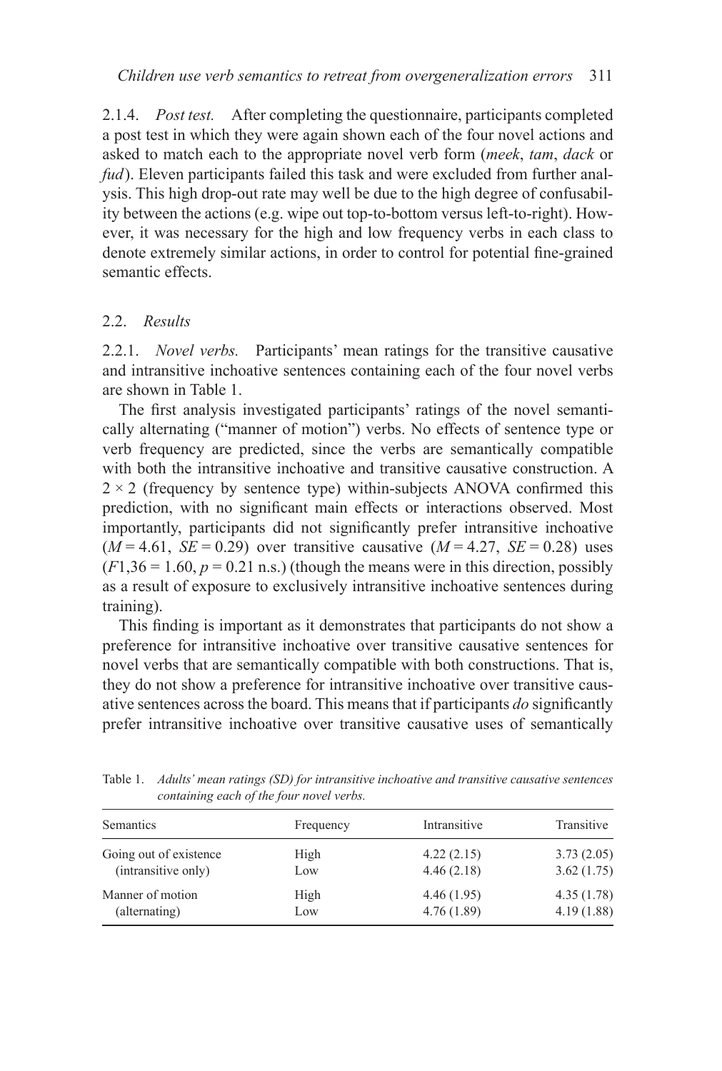2.1.4. *Post test.* After completing the questionnaire, participants completed a post test in which they were again shown each of the four novel actions and asked to match each to the appropriate novel verb form (*meek*, *tam*, *dack* or *fud*). Eleven participants failed this task and were excluded from further analysis. This high drop-out rate may well be due to the high degree of confusability between the actions (e.g. wipe out top-to-bottom versus left-to-right). However, it was necessary for the high and low frequency verbs in each class to denote extremely similar actions, in order to control for potential fine-grained semantic effects.

## 2.2. *Results*

2.2.1. *Novel verbs.* Participants' mean ratings for the transitive causative and intransitive inchoative sentences containing each of the four novel verbs are shown in Table 1.

The first analysis investigated participants' ratings of the novel semantically alternating ("manner of motion") verbs. No effects of sentence type or verb frequency are predicted, since the verbs are semantically compatible with both the intransitive inchoative and transitive causative construction. A $2 \times 2$ (frequency by sentence type) within-subjects ANOVA confirmed this prediction, with no significant main effects or interactions observed. Most importantly, participants did not significantly prefer intransitive inchoative ($M = 4.61$, $SE = 0.29$) over transitive causative ($M = 4.27$, $SE = 0.28$) uses ($F1,36 = 1.60$, $p = 0.21$ n.s.) (though the means were in this direction, possibly as a result of exposure to exclusively intransitive inchoative sentences during training).

This finding is important as it demonstrates that participants do not show a preference for intransitive inchoative over transitive causative sentences for novel verbs that are semantically compatible with both constructions. That is, they do not show a preference for intransitive inchoative over transitive causative sentences across the board. This means that if participants *do* significantly prefer intransitive inchoative over transitive causative uses of semantically

Table 1. *Adults' mean ratings (SD) for intransitive inchoative and transitive causative sentences containing each of the four novel verbs.*

| Semantics | Frequency | Intransitive | Transitive |
|---|---|---|---|
| Going out of existence (intransitive only) | High | 4.22 (2.15) | 3.73 (2.05) |
| | Low | 4.46 (2.18) | 3.62 (1.75) |
| Manner of motion (alternating) | High | 4.46 (1.95) | 4.35 (1.78) |
| | Low | 4.76 (1.89) | 4.19 (1.88) |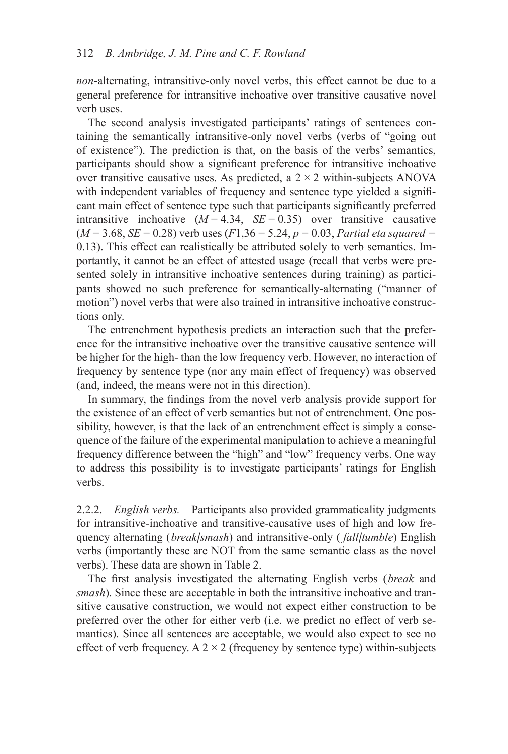*non*-alternating, intransitive-only novel verbs, this effect cannot be due to a general preference for intransitive inchoative over transitive causative novel verb uses.

The second analysis investigated participants' ratings of sentences containing the semantically intransitive-only novel verbs (verbs of "going out of existence"). The prediction is that, on the basis of the verbs' semantics, participants should show a significant preference for intransitive inchoative over transitive causative uses. As predicted, a $2 \times 2$ within-subjects ANOVA with independent variables of frequency and sentence type yielded a significant main effect of sentence type such that participants significantly preferred intransitive inchoative ($M = 4.34$, $SE = 0.35$) over transitive causative ($M = 3.68$, $SE = 0.28$) verb uses ($F1{,}36 = 5.24$, $p = 0.03$, *Partial eta squared* = 0.13). This effect can realistically be attributed solely to verb semantics. Importantly, it cannot be an effect of attested usage (recall that verbs were presented solely in intransitive inchoative sentences during training) as participants showed no such preference for semantically-alternating ("manner of motion") novel verbs that were also trained in intransitive inchoative constructions only.

The entrenchment hypothesis predicts an interaction such that the preference for the intransitive inchoative over the transitive causative sentence will be higher for the high- than the low frequency verb. However, no interaction of frequency by sentence type (nor any main effect of frequency) was observed (and, indeed, the means were not in this direction).

In summary, the findings from the novel verb analysis provide support for the existence of an effect of verb semantics but not of entrenchment. One possibility, however, is that the lack of an entrenchment effect is simply a consequence of the failure of the experimental manipulation to achieve a meaningful frequency difference between the "high" and "low" frequency verbs. One way to address this possibility is to investigate participants' ratings for English verbs.

2.2.2. *English verbs.* Participants also provided grammaticality judgments for intransitive-inchoative and transitive-causative uses of high and low frequency alternating (*break*/*smash*) and intransitive-only (*fall*/*tumble*) English verbs (importantly these are NOT from the same semantic class as the novel verbs). These data are shown in Table 2.

The first analysis investigated the alternating English verbs (*break* and *smash*). Since these are acceptable in both the intransitive inchoative and transitive causative construction, we would not expect either construction to be preferred over the other for either verb (i.e. we predict no effect of verb semantics). Since all sentences are acceptable, we would also expect to see no effect of verb frequency. A $2 \times 2$ (frequency by sentence type) within-subjects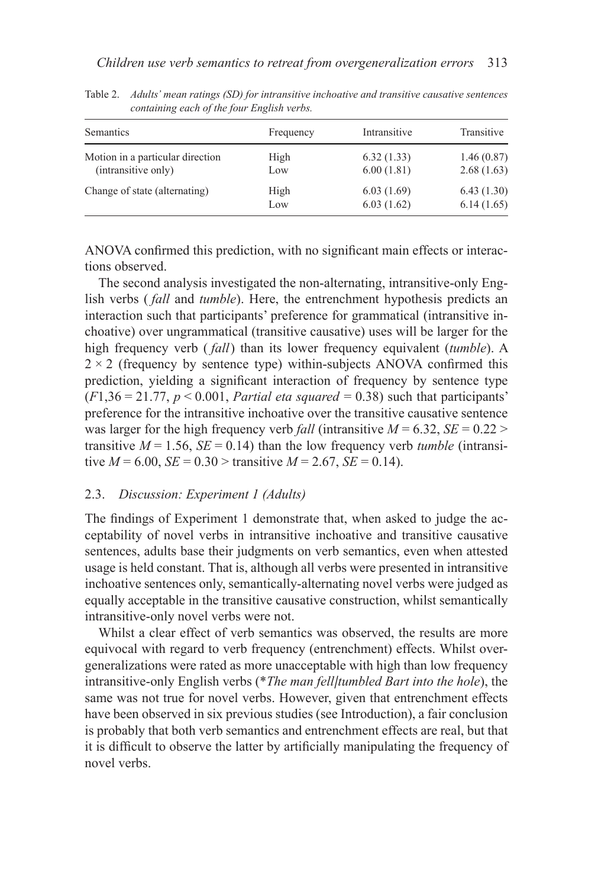Table 2. *Adults' mean ratings (SD) for intransitive inchoative and transitive causative sentences containing each of the four English verbs.*

| Semantics | Frequency | Intransitive | Transitive |
|---|---|---|---|
| Motion in a particular direction (intransitive only) | High | 6.32 (1.33) | 1.46 (0.87) |
| | Low | 6.00 (1.81) | 2.68 (1.63) |
| Change of state (alternating) | High | 6.03 (1.69) | 6.43 (1.30) |
| | Low | 6.03 (1.62) | 6.14 (1.65) |

ANOVA confirmed this prediction, with no significant main effects or interactions observed.

The second analysis investigated the non-alternating, intransitive-only English verbs (*fall* and *tumble*). Here, the entrenchment hypothesis predicts an interaction such that participants' preference for grammatical (intransitive inchoative) over ungrammatical (transitive causative) uses will be larger for the high frequency verb (*fall*) than its lower frequency equivalent (*tumble*). A $2 \times 2$ (frequency by sentence type) within-subjects ANOVA confirmed this prediction, yielding a significant interaction of frequency by sentence type ($F1,36 = 21.77$, $p < 0.001$, *Partial eta squared* = 0.38) such that participants' preference for the intransitive inchoative over the transitive causative sentence was larger for the high frequency verb *fall* (intransitive $M = 6.32$, $SE = 0.22 >$ transitive $M = 1.56$, $SE = 0.14$) than the low frequency verb *tumble* (intransitive $M = 6.00$, $SE = 0.30 >$ transitive $M = 2.67$, $SE = 0.14$).

### 2.3. *Discussion: Experiment 1 (Adults)*

The findings of Experiment 1 demonstrate that, when asked to judge the acceptability of novel verbs in intransitive inchoative and transitive causative sentences, adults base their judgments on verb semantics, even when attested usage is held constant. That is, although all verbs were presented in intransitive inchoative sentences only, semantically-alternating novel verbs were judged as equally acceptable in the transitive causative construction, whilst semantically intransitive-only novel verbs were not.

Whilst a clear effect of verb semantics was observed, the results are more equivocal with regard to verb frequency (entrenchment) effects. Whilst overgeneralizations were rated as more unacceptable with high than low frequency intransitive-only English verbs (**The man fell/tumbled Bart into the hole*), the same was not true for novel verbs. However, given that entrenchment effects have been observed in six previous studies (see Introduction), a fair conclusion is probably that both verb semantics and entrenchment effects are real, but that it is difficult to observe the latter by artificially manipulating the frequency of novel verbs.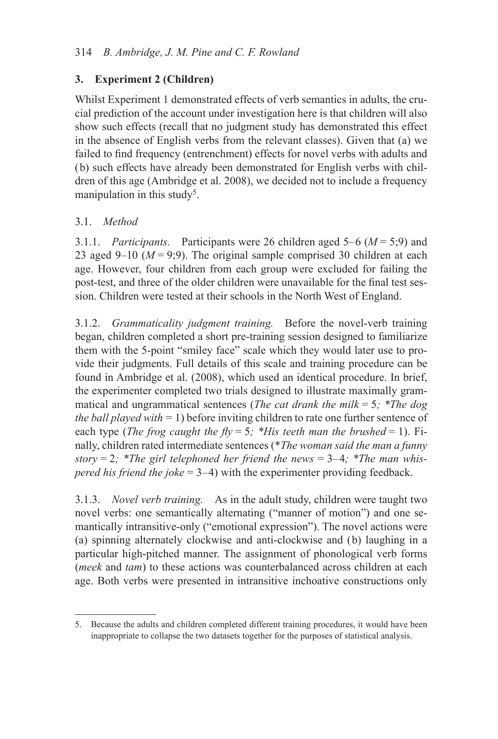## 3. Experiment 2 (Children)

Whilst Experiment 1 demonstrated effects of verb semantics in adults, the crucial prediction of the account under investigation here is that children will also show such effects (recall that no judgment study has demonstrated this effect in the absence of English verbs from the relevant classes). Given that (a) we failed to find frequency (entrenchment) effects for novel verbs with adults and (b) such effects have already been demonstrated for English verbs with children of this age (Ambridge et al. 2008), we decided not to include a frequency manipulation in this study[5].

### 3.1. *Method*

3.1.1. *Participants.* Participants were 26 children aged 5–6 (*M* = 5;9) and 23 aged 9–10 (*M* = 9;9). The original sample comprised 30 children at each age. However, four children from each group were excluded for failing the post-test, and three of the older children were unavailable for the final test session. Children were tested at their schools in the North West of England.

3.1.2. *Grammaticality judgment training.* Before the novel-verb training began, children completed a short pre-training session designed to familiarize them with the 5-point "smiley face" scale which they would later use to provide their judgments. Full details of this scale and training procedure can be found in Ambridge et al. (2008), which used an identical procedure. In brief, the experimenter completed two trials designed to illustrate maximally grammatical and ungrammatical sentences (*The cat drank the milk* = 5*; \*The dog the ball played with* = 1) before inviting children to rate one further sentence of each type (*The frog caught the fly* = 5*; \*His teeth man the brushed* = 1). Finally, children rated intermediate sentences (*\*The woman said the man a funny story* = 2*; \*The girl telephoned her friend the news* = 3–4*; \*The man whispered his friend the joke* = 3–4) with the experimenter providing feedback.

3.1.3. *Novel verb training.* As in the adult study, children were taught two novel verbs: one semantically alternating ("manner of motion") and one semantically intransitive-only ("emotional expression"). The novel actions were (a) spinning alternately clockwise and anti-clockwise and (b) laughing in a particular high-pitched manner. The assignment of phonological verb forms (*meek* and *tam*) to these actions was counterbalanced across children at each age. Both verbs were presented in intransitive inchoative constructions only

---

5. Because the adults and children completed different training procedures, it would have been inappropriate to collapse the two datasets together for the purposes of statistical analysis.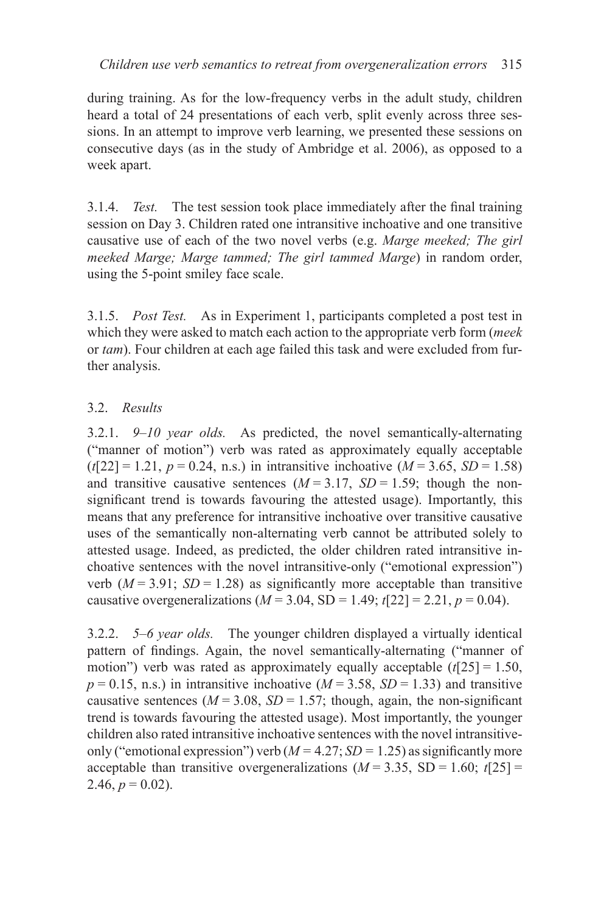during training. As for the low-frequency verbs in the adult study, children heard a total of 24 presentations of each verb, split evenly across three sessions. In an attempt to improve verb learning, we presented these sessions on consecutive days (as in the study of Ambridge et al. 2006), as opposed to a week apart.

3.1.4. *Test.* The test session took place immediately after the final training session on Day 3. Children rated one intransitive inchoative and one transitive causative use of each of the two novel verbs (e.g. *Marge meeked; The girl meeked Marge; Marge tammed; The girl tammed Marge*) in random order, using the 5-point smiley face scale.

3.1.5. *Post Test.* As in Experiment 1, participants completed a post test in which they were asked to match each action to the appropriate verb form (*meek* or *tam*). Four children at each age failed this task and were excluded from further analysis.

### 3.2. *Results*

3.2.1. *9–10 year olds.* As predicted, the novel semantically-alternating ("manner of motion") verb was rated as approximately equally acceptable ($t[22] = 1.21$, $p = 0.24$, n.s.) in intransitive inchoative ($M = 3.65$, $SD = 1.58$) and transitive causative sentences ($M = 3.17$, $SD = 1.59$; though the non-significant trend is towards favouring the attested usage). Importantly, this means that any preference for intransitive inchoative over transitive causative uses of the semantically non-alternating verb cannot be attributed solely to attested usage. Indeed, as predicted, the older children rated intransitive inchoative sentences with the novel intransitive-only ("emotional expression") verb ($M = 3.91$; $SD = 1.28$) as significantly more acceptable than transitive causative overgeneralizations ($M = 3.04$, SD = 1.49; $t[22] = 2.21$, $p = 0.04$).

3.2.2. *5–6 year olds.* The younger children displayed a virtually identical pattern of findings. Again, the novel semantically-alternating ("manner of motion") verb was rated as approximately equally acceptable ($t[25] = 1.50$, $p = 0.15$, n.s.) in intransitive inchoative ($M = 3.58$, $SD = 1.33$) and transitive causative sentences ($M = 3.08$, $SD = 1.57$; though, again, the non-significant trend is towards favouring the attested usage). Most importantly, the younger children also rated intransitive inchoative sentences with the novel intransitive-only ("emotional expression") verb ($M = 4.27$; $SD = 1.25$) as significantly more acceptable than transitive overgeneralizations ($M = 3.35$, SD = 1.60; $t[25] = 2.46$, $p = 0.02$).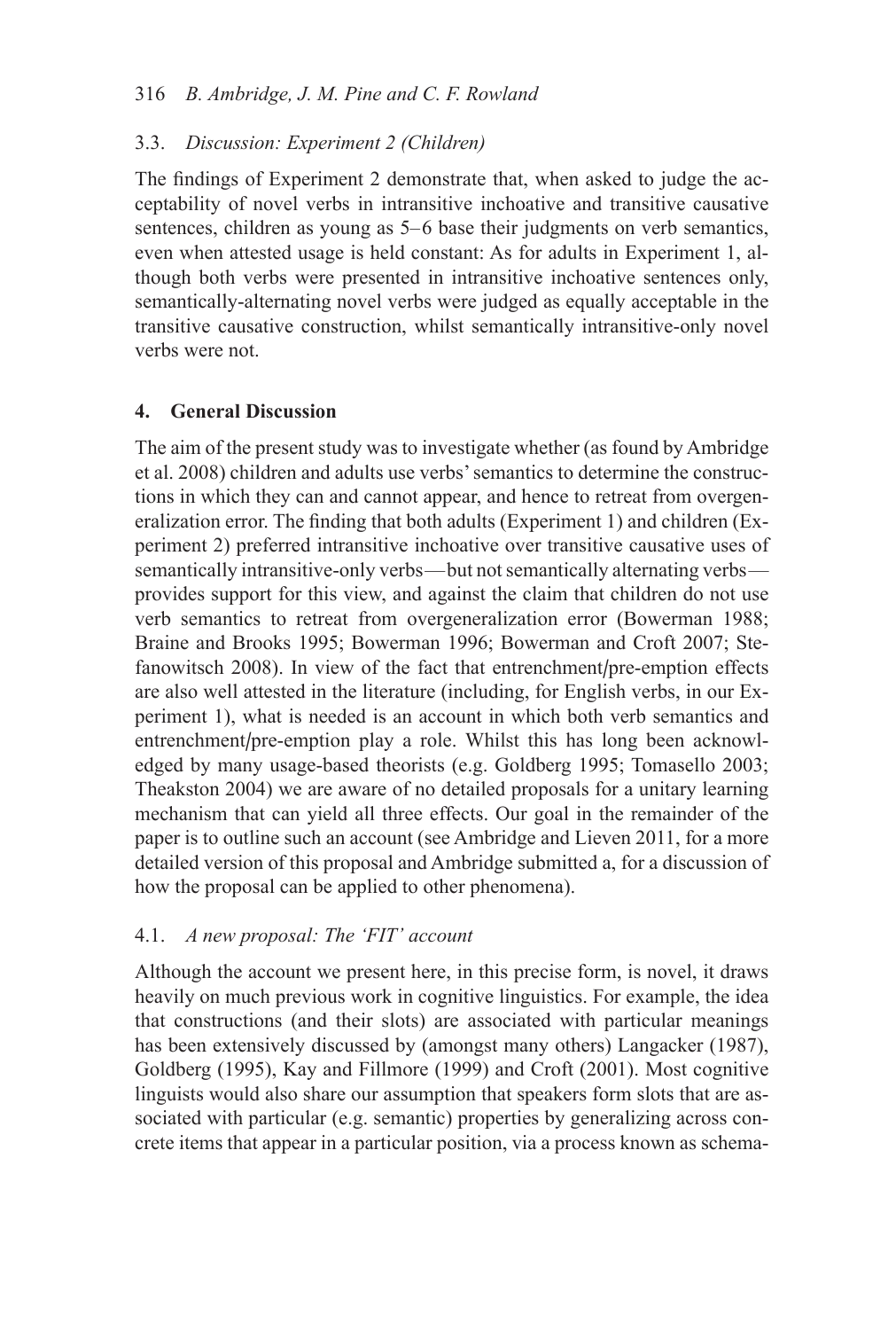### 3.3. *Discussion: Experiment 2 (Children)*

The findings of Experiment 2 demonstrate that, when asked to judge the acceptability of novel verbs in intransitive inchoative and transitive causative sentences, children as young as 5–6 base their judgments on verb semantics, even when attested usage is held constant: As for adults in Experiment 1, although both verbs were presented in intransitive inchoative sentences only, semantically-alternating novel verbs were judged as equally acceptable in the transitive causative construction, whilst semantically intransitive-only novel verbs were not.

## 4. General Discussion

The aim of the present study was to investigate whether (as found by Ambridge et al. 2008) children and adults use verbs' semantics to determine the constructions in which they can and cannot appear, and hence to retreat from overgeneralization error. The finding that both adults (Experiment 1) and children (Experiment 2) preferred intransitive inchoative over transitive causative uses of semantically intransitive-only verbs—but not semantically alternating verbs—provides support for this view, and against the claim that children do not use verb semantics to retreat from overgeneralization error (Bowerman 1988; Braine and Brooks 1995; Bowerman 1996; Bowerman and Croft 2007; Stefanowitsch 2008). In view of the fact that entrenchment/pre-emption effects are also well attested in the literature (including, for English verbs, in our Experiment 1), what is needed is an account in which both verb semantics and entrenchment/pre-emption play a role. Whilst this has long been acknowledged by many usage-based theorists (e.g. Goldberg 1995; Tomasello 2003; Theakston 2004) we are aware of no detailed proposals for a unitary learning mechanism that can yield all three effects. Our goal in the remainder of the paper is to outline such an account (see Ambridge and Lieven 2011, for a more detailed version of this proposal and Ambridge submitted a, for a discussion of how the proposal can be applied to other phenomena).

### 4.1. *A new proposal: The 'FIT' account*

Although the account we present here, in this precise form, is novel, it draws heavily on much previous work in cognitive linguistics. For example, the idea that constructions (and their slots) are associated with particular meanings has been extensively discussed by (amongst many others) Langacker (1987), Goldberg (1995), Kay and Fillmore (1999) and Croft (2001). Most cognitive linguists would also share our assumption that speakers form slots that are associated with particular (e.g. semantic) properties by generalizing across concrete items that appear in a particular position, via a process known as schema-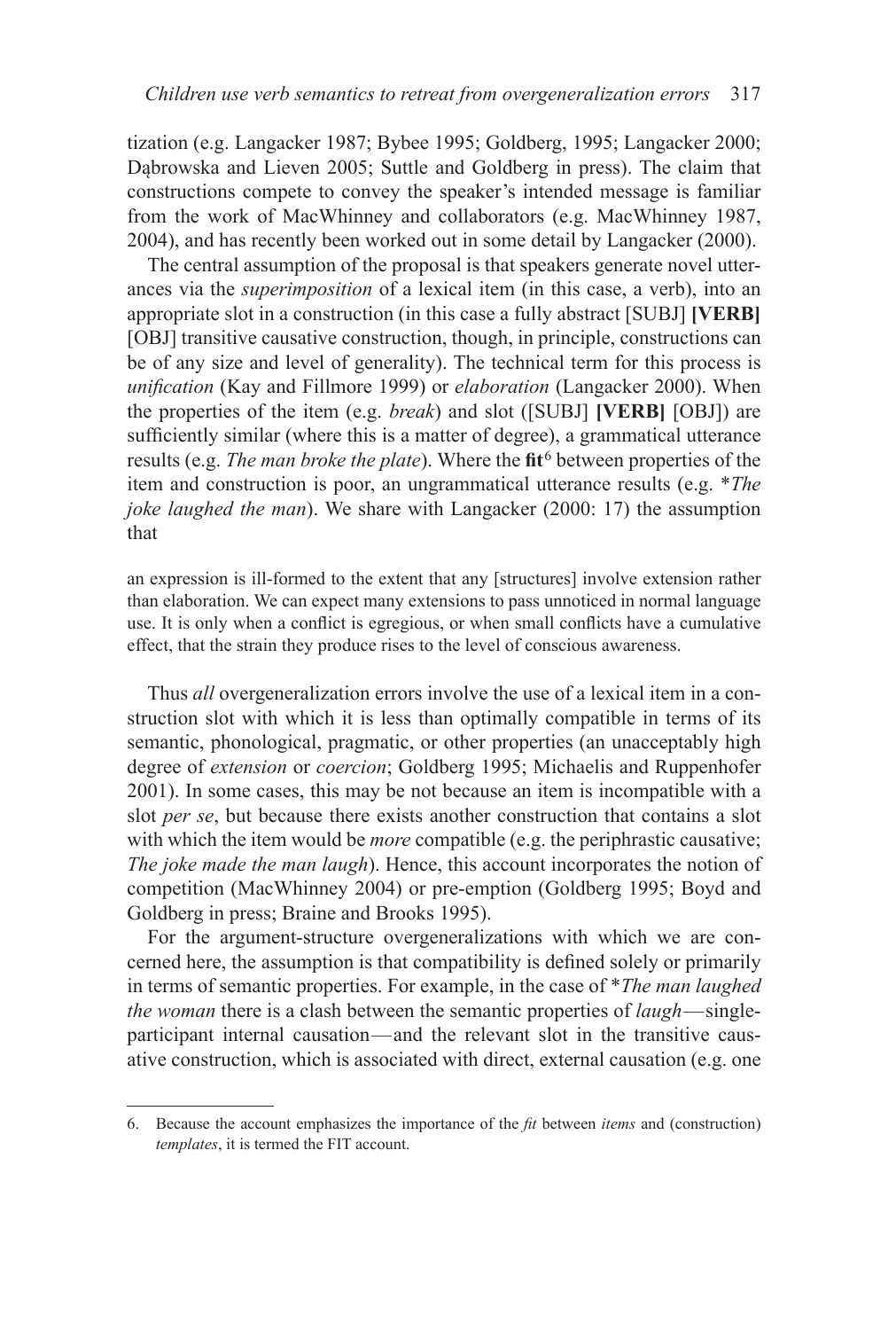tization (e.g. Langacker 1987; Bybee 1995; Goldberg, 1995; Langacker 2000; Dąbrowska and Lieven 2005; Suttle and Goldberg in press). The claim that constructions compete to convey the speaker's intended message is familiar from the work of MacWhinney and collaborators (e.g. MacWhinney 1987, 2004), and has recently been worked out in some detail by Langacker (2000).

The central assumption of the proposal is that speakers generate novel utterances via the *superimposition* of a lexical item (in this case, a verb), into an appropriate slot in a construction (in this case a fully abstract [SUBJ] **[VERB]** [OBJ] transitive causative construction, though, in principle, constructions can be of any size and level of generality). The technical term for this process is *unification* (Kay and Fillmore 1999) or *elaboration* (Langacker 2000). When the properties of the item (e.g. *break*) and slot ([SUBJ] **[VERB]** [OBJ]) are sufficiently similar (where this is a matter of degree), a grammatical utterance results (e.g. *The man broke the plate*). Where the **fit**[6] between properties of the item and construction is poor, an ungrammatical utterance results (e.g. \**The joke laughed the man*). We share with Langacker (2000: 17) the assumption that

> an expression is ill-formed to the extent that any [structures] involve extension rather than elaboration. We can expect many extensions to pass unnoticed in normal language use. It is only when a conflict is egregious, or when small conflicts have a cumulative effect, that the strain they produce rises to the level of conscious awareness.

Thus *all* overgeneralization errors involve the use of a lexical item in a construction slot with which it is less than optimally compatible in terms of its semantic, phonological, pragmatic, or other properties (an unacceptably high degree of *extension* or *coercion*; Goldberg 1995; Michaelis and Ruppenhofer 2001). In some cases, this may be not because an item is incompatible with a slot *per se*, but because there exists another construction that contains a slot with which the item would be *more* compatible (e.g. the periphrastic causative; *The joke made the man laugh*). Hence, this account incorporates the notion of competition (MacWhinney 2004) or pre-emption (Goldberg 1995; Boyd and Goldberg in press; Braine and Brooks 1995).

For the argument-structure overgeneralizations with which we are concerned here, the assumption is that compatibility is defined solely or primarily in terms of semantic properties. For example, in the case of \**The man laughed the woman* there is a clash between the semantic properties of *laugh*—single-participant internal causation—and the relevant slot in the transitive causative construction, which is associated with direct, external causation (e.g. one

---

6. Because the account emphasizes the importance of the *fit* between *items* and (construction) *templates*, it is termed the FIT account.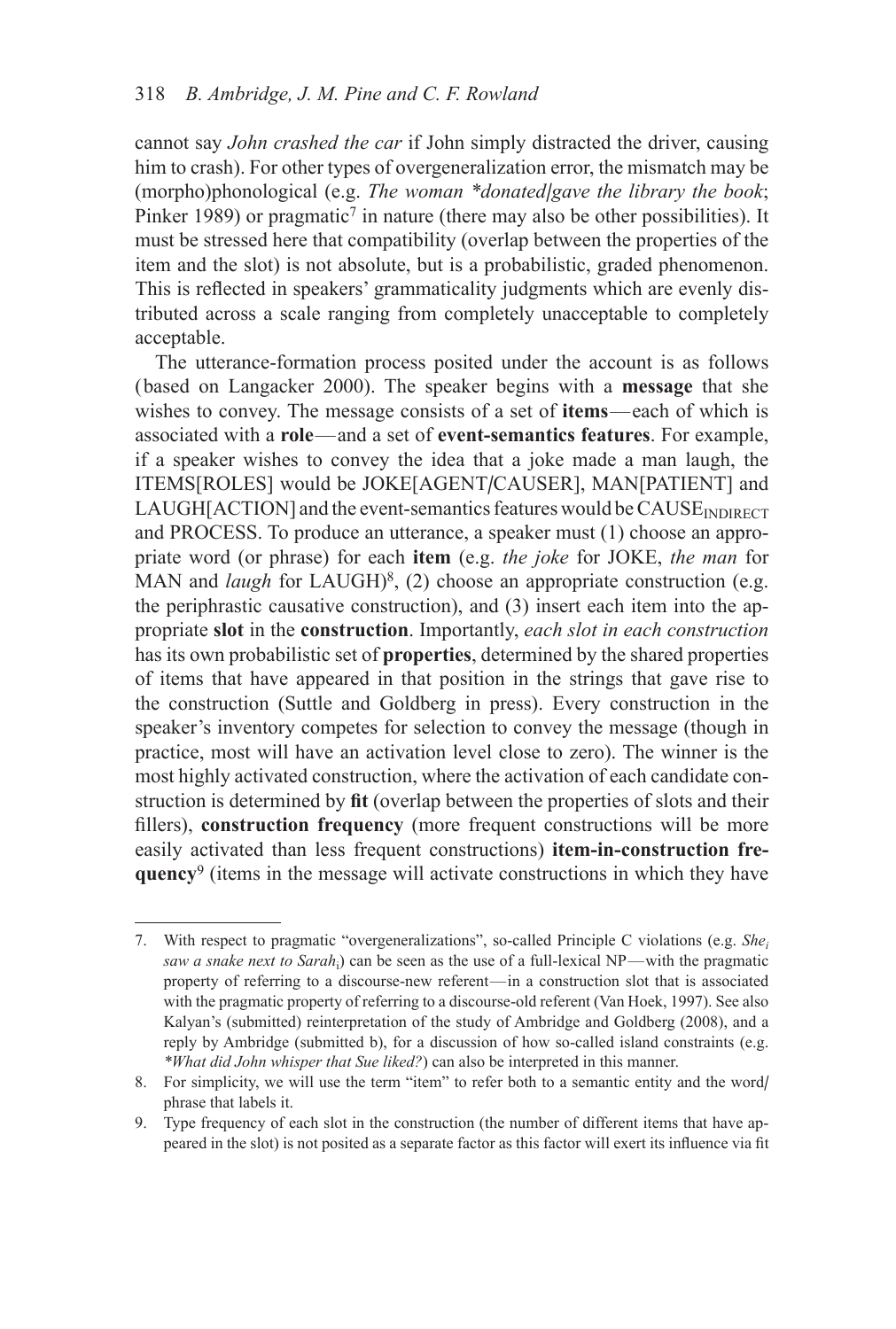cannot say *John crashed the car* if John simply distracted the driver, causing him to crash). For other types of overgeneralization error, the mismatch may be (morpho)phonological (e.g. *The woman *donated/gave the library the book*; Pinker 1989) or pragmatic[7] in nature (there may also be other possibilities). It must be stressed here that compatibility (overlap between the properties of the item and the slot) is not absolute, but is a probabilistic, graded phenomenon. This is reflected in speakers' grammaticality judgments which are evenly distributed across a scale ranging from completely unacceptable to completely acceptable.

The utterance-formation process posited under the account is as follows (based on Langacker 2000). The speaker begins with a **message** that she wishes to convey. The message consists of a set of **items**—each of which is associated with a **role**—and a set of **event-semantics features**. For example, if a speaker wishes to convey the idea that a joke made a man laugh, the ITEMS[ROLES] would be JOKE[AGENT/CAUSER], MAN[PATIENT] and LAUGH[ACTION] and the event-semantics features would be $\text{CAUSE}_{\text{INDIRECT}}$ and PROCESS. To produce an utterance, a speaker must (1) choose an appropriate word (or phrase) for each **item** (e.g. *the joke* for JOKE, *the man* for MAN and *laugh* for LAUGH)[8], (2) choose an appropriate construction (e.g. the periphrastic causative construction), and (3) insert each item into the appropriate **slot** in the **construction**. Importantly, *each slot in each construction* has its own probabilistic set of **properties**, determined by the shared properties of items that have appeared in that position in the strings that gave rise to the construction (Suttle and Goldberg in press). Every construction in the speaker's inventory competes for selection to convey the message (though in practice, most will have an activation level close to zero). The winner is the most highly activated construction, where the activation of each candidate construction is determined by **fit** (overlap between the properties of slots and their fillers), **construction frequency** (more frequent constructions will be more easily activated than less frequent constructions) **item-in-construction frequency**[9] (items in the message will activate constructions in which they have

---

7. With respect to pragmatic "overgeneralizations", so-called Principle C violations (e.g. *She$_i$ saw a snake next to Sarah$_i$*) can be seen as the use of a full-lexical NP—with the pragmatic property of referring to a discourse-new referent—in a construction slot that is associated with the pragmatic property of referring to a discourse-old referent (Van Hoek, 1997). See also Kalyan's (submitted) reinterpretation of the study of Ambridge and Goldberg (2008), and a reply by Ambridge (submitted b), for a discussion of how so-called island constraints (e.g. *\*What did John whisper that Sue liked?*) can also be interpreted in this manner.

8. For simplicity, we will use the term "item" to refer both to a semantic entity and the word/phrase that labels it.

9. Type frequency of each slot in the construction (the number of different items that have appeared in the slot) is not posited as a separate factor as this factor will exert its influence via fit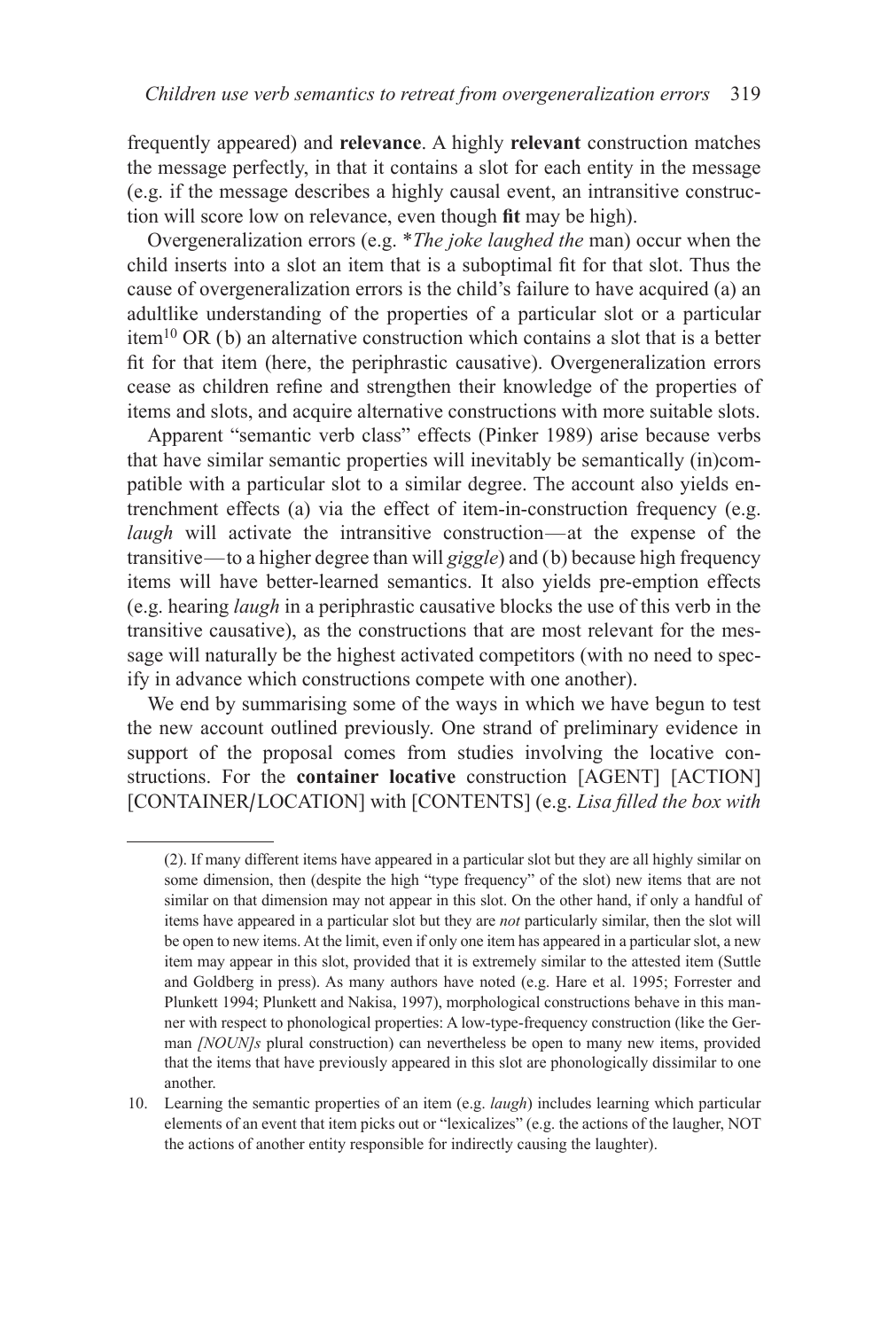frequently appeared) and **relevance**. A highly **relevant** construction matches the message perfectly, in that it contains a slot for each entity in the message (e.g. if the message describes a highly causal event, an intransitive construction will score low on relevance, even though **fit** may be high).

Overgeneralization errors (e.g. \**The joke laughed the* man) occur when the child inserts into a slot an item that is a suboptimal fit for that slot. Thus the cause of overgeneralization errors is the child's failure to have acquired (a) an adultlike understanding of the properties of a particular slot or a particular item[10] OR (b) an alternative construction which contains a slot that is a better fit for that item (here, the periphrastic causative). Overgeneralization errors cease as children refine and strengthen their knowledge of the properties of items and slots, and acquire alternative constructions with more suitable slots.

Apparent "semantic verb class" effects (Pinker 1989) arise because verbs that have similar semantic properties will inevitably be semantically (in)compatible with a particular slot to a similar degree. The account also yields entrenchment effects (a) via the effect of item-in-construction frequency (e.g. *laugh* will activate the intransitive construction — at the expense of the transitive — to a higher degree than will *giggle*) and (b) because high frequency items will have better-learned semantics. It also yields pre-emption effects (e.g. hearing *laugh* in a periphrastic causative blocks the use of this verb in the transitive causative), as the constructions that are most relevant for the message will naturally be the highest activated competitors (with no need to specify in advance which constructions compete with one another).

We end by summarising some of the ways in which we have begun to test the new account outlined previously. One strand of preliminary evidence in support of the proposal comes from studies involving the locative constructions. For the **container locative** construction [AGENT] [ACTION] [CONTAINER/LOCATION] with [CONTENTS] (e.g. *Lisa filled the box with*

---

(2). If many different items have appeared in a particular slot but they are all highly similar on some dimension, then (despite the high "type frequency" of the slot) new items that are not similar on that dimension may not appear in this slot. On the other hand, if only a handful of items have appeared in a particular slot but they are *not* particularly similar, then the slot will be open to new items. At the limit, even if only one item has appeared in a particular slot, a new item may appear in this slot, provided that it is extremely similar to the attested item (Suttle and Goldberg in press). As many authors have noted (e.g. Hare et al. 1995; Forrester and Plunkett 1994; Plunkett and Nakisa, 1997), morphological constructions behave in this manner with respect to phonological properties: A low-type-frequency construction (like the German *[NOUN]s* plural construction) can nevertheless be open to many new items, provided that the items that have previously appeared in this slot are phonologically dissimilar to one another.

10. Learning the semantic properties of an item (e.g. *laugh*) includes learning which particular elements of an event that item picks out or "lexicalizes" (e.g. the actions of the laugher, NOT the actions of another entity responsible for indirectly causing the laughter).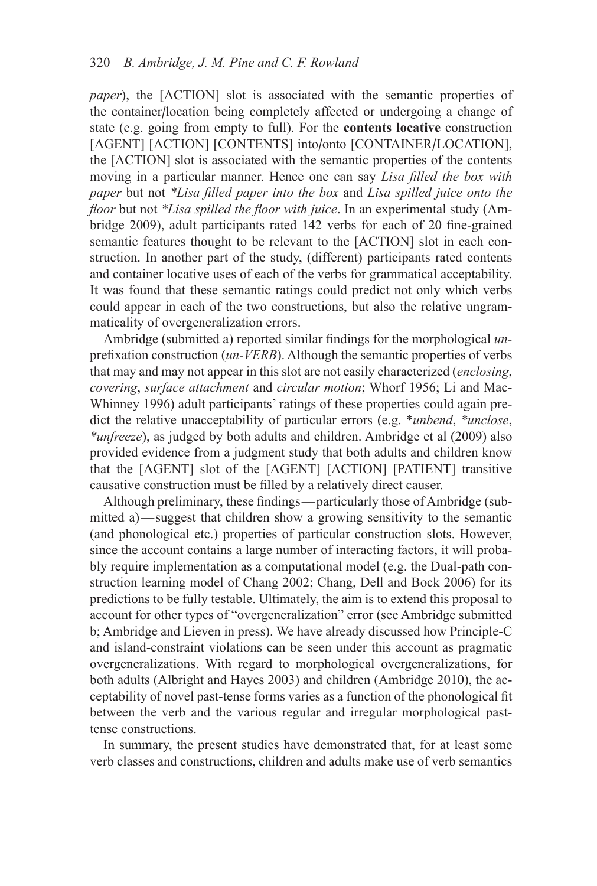*paper*), the [ACTION] slot is associated with the semantic properties of the container/location being completely affected or undergoing a change of state (e.g. going from empty to full). For the **contents locative** construction [AGENT] [ACTION] [CONTENTS] into/onto [CONTAINER/LOCATION], the [ACTION] slot is associated with the semantic properties of the contents moving in a particular manner. Hence one can say *Lisa filled the box with paper* but not *\*Lisa filled paper into the box* and *Lisa spilled juice onto the floor* but not *\*Lisa spilled the floor with juice*. In an experimental study (Ambridge 2009), adult participants rated 142 verbs for each of 20 fine-grained semantic features thought to be relevant to the [ACTION] slot in each construction. In another part of the study, (different) participants rated contents and container locative uses of each of the verbs for grammatical acceptability. It was found that these semantic ratings could predict not only which verbs could appear in each of the two constructions, but also the relative ungrammaticality of overgeneralization errors.

Ambridge (submitted a) reported similar findings for the morphological *un*-prefixation construction (*un-VERB*). Although the semantic properties of verbs that may and may not appear in this slot are not easily characterized (*enclosing*, *covering*, *surface attachment* and *circular motion*; Whorf 1956; Li and MacWhinney 1996) adult participants' ratings of these properties could again predict the relative unacceptability of particular errors (e.g. \**unbend*, \**unclose*, *\*unfreeze*), as judged by both adults and children. Ambridge et al (2009) also provided evidence from a judgment study that both adults and children know that the [AGENT] slot of the [AGENT] [ACTION] [PATIENT] transitive causative construction must be filled by a relatively direct causer.

Although preliminary, these findings—particularly those of Ambridge (submitted a)—suggest that children show a growing sensitivity to the semantic (and phonological etc.) properties of particular construction slots. However, since the account contains a large number of interacting factors, it will probably require implementation as a computational model (e.g. the Dual-path construction learning model of Chang 2002; Chang, Dell and Bock 2006) for its predictions to be fully testable. Ultimately, the aim is to extend this proposal to account for other types of "overgeneralization" error (see Ambridge submitted b; Ambridge and Lieven in press). We have already discussed how Principle-C and island-constraint violations can be seen under this account as pragmatic overgeneralizations. With regard to morphological overgeneralizations, for both adults (Albright and Hayes 2003) and children (Ambridge 2010), the acceptability of novel past-tense forms varies as a function of the phonological fit between the verb and the various regular and irregular morphological past-tense constructions.

In summary, the present studies have demonstrated that, for at least some verb classes and constructions, children and adults make use of verb semantics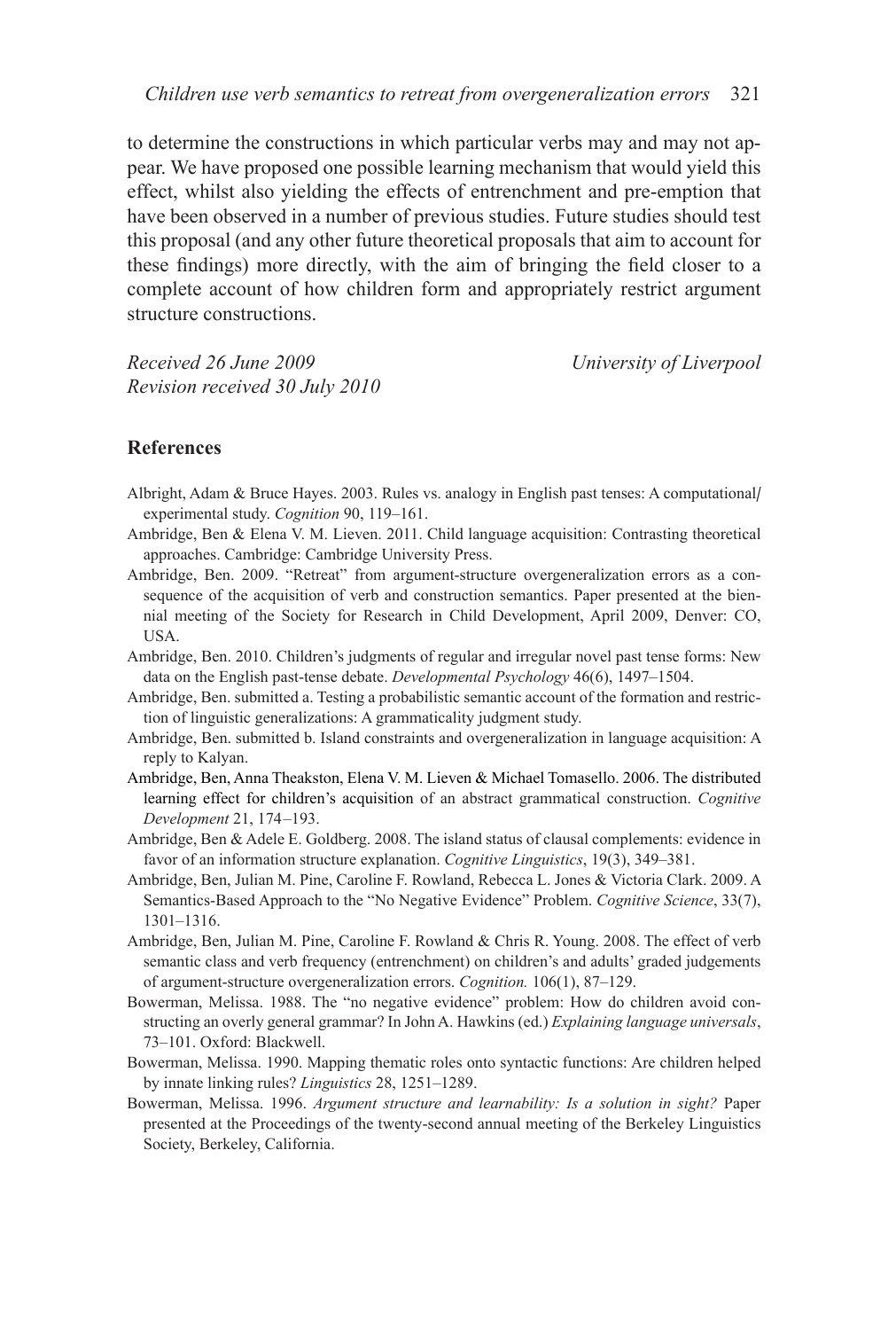to determine the constructions in which particular verbs may and may not appear. We have proposed one possible learning mechanism that would yield this effect, whilst also yielding the effects of entrenchment and pre-emption that have been observed in a number of previous studies. Future studies should test this proposal (and any other future theoretical proposals that aim to account for these findings) more directly, with the aim of bringing the field closer to a complete account of how children form and appropriately restrict argument structure constructions.

*Received 26 June 2009*
*Revision received 30 July 2010*

*University of Liverpool*

## References

Albright, Adam & Bruce Hayes. 2003. Rules vs. analogy in English past tenses: A computational/experimental study. *Cognition* 90, 119–161.

Ambridge, Ben & Elena V. M. Lieven. 2011. Child language acquisition: Contrasting theoretical approaches. Cambridge: Cambridge University Press.

Ambridge, Ben. 2009. "Retreat" from argument-structure overgeneralization errors as a consequence of the acquisition of verb and construction semantics. Paper presented at the biennial meeting of the Society for Research in Child Development, April 2009, Denver: CO, USA.

Ambridge, Ben. 2010. Children's judgments of regular and irregular novel past tense forms: New data on the English past-tense debate. *Developmental Psychology* 46(6), 1497–1504.

Ambridge, Ben. submitted a. Testing a probabilistic semantic account of the formation and restriction of linguistic generalizations: A grammaticality judgment study.

Ambridge, Ben. submitted b. Island constraints and overgeneralization in language acquisition: A reply to Kalyan.

Ambridge, Ben, Anna Theakston, Elena V. M. Lieven & Michael Tomasello. 2006. The distributed learning effect for children's acquisition of an abstract grammatical construction. *Cognitive Development* 21, 174–193.

Ambridge, Ben & Adele E. Goldberg. 2008. The island status of clausal complements: evidence in favor of an information structure explanation. *Cognitive Linguistics*, 19(3), 349–381.

Ambridge, Ben, Julian M. Pine, Caroline F. Rowland, Rebecca L. Jones & Victoria Clark. 2009. A Semantics-Based Approach to the "No Negative Evidence" Problem. *Cognitive Science*, 33(7), 1301–1316.

Ambridge, Ben, Julian M. Pine, Caroline F. Rowland & Chris R. Young. 2008. The effect of verb semantic class and verb frequency (entrenchment) on children's and adults' graded judgements of argument-structure overgeneralization errors. *Cognition.* 106(1), 87–129.

Bowerman, Melissa. 1988. The "no negative evidence" problem: How do children avoid constructing an overly general grammar? In John A. Hawkins (ed.) *Explaining language universals*, 73–101. Oxford: Blackwell.

Bowerman, Melissa. 1990. Mapping thematic roles onto syntactic functions: Are children helped by innate linking rules? *Linguistics* 28, 1251–1289.

Bowerman, Melissa. 1996. *Argument structure and learnability: Is a solution in sight?* Paper presented at the Proceedings of the twenty-second annual meeting of the Berkeley Linguistics Society, Berkeley, California.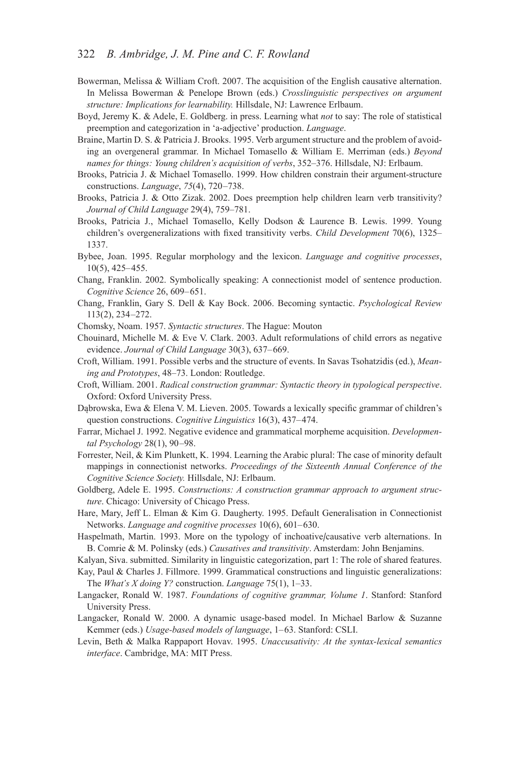Bowerman, Melissa & William Croft. 2007. The acquisition of the English causative alternation. In Melissa Bowerman & Penelope Brown (eds.) *Crosslinguistic perspectives on argument structure: Implications for learnability.* Hillsdale, NJ: Lawrence Erlbaum.

Boyd, Jeremy K. & Adele, E. Goldberg. in press. Learning what *not* to say: The role of statistical preemption and categorization in 'a-adjective' production. *Language*.

Braine, Martin D. S. & Patricia J. Brooks. 1995. Verb argument structure and the problem of avoiding an overgeneral grammar. In Michael Tomasello & William E. Merriman (eds.) *Beyond names for things: Young children's acquisition of verbs*, 352–376. Hillsdale, NJ: Erlbaum.

Brooks, Patricia J. & Michael Tomasello. 1999. How children constrain their argument-structure constructions. *Language*, *75*(4), 720–738.

Brooks, Patricia J. & Otto Zizak. 2002. Does preemption help children learn verb transitivity? *Journal of Child Language* 29(4), 759–781.

Brooks, Patricia J., Michael Tomasello, Kelly Dodson & Laurence B. Lewis. 1999. Young children's overgeneralizations with fixed transitivity verbs. *Child Development* 70(6), 1325–1337.

Bybee, Joan. 1995. Regular morphology and the lexicon. *Language and cognitive processes*, 10(5), 425–455.

Chang, Franklin. 2002. Symbolically speaking: A connectionist model of sentence production. *Cognitive Science* 26, 609–651.

Chang, Franklin, Gary S. Dell & Kay Bock. 2006. Becoming syntactic. *Psychological Review* 113(2), 234–272.

Chomsky, Noam. 1957. *Syntactic structures*. The Hague: Mouton

Chouinard, Michelle M. & Eve V. Clark. 2003. Adult reformulations of child errors as negative evidence. *Journal of Child Language* 30(3), 637–669.

Croft, William. 1991. Possible verbs and the structure of events. In Savas Tsohatzidis (ed.), *Meaning and Prototypes*, 48–73. London: Routledge.

Croft, William. 2001. *Radical construction grammar: Syntactic theory in typological perspective*. Oxford: Oxford University Press.

Dąbrowska, Ewa & Elena V. M. Lieven. 2005. Towards a lexically specific grammar of children's question constructions. *Cognitive Linguistics* 16(3), 437–474.

Farrar, Michael J. 1992. Negative evidence and grammatical morpheme acquisition. *Developmental Psychology* 28(1), 90–98.

Forrester, Neil, & Kim Plunkett, K. 1994. Learning the Arabic plural: The case of minority default mappings in connectionist networks. *Proceedings of the Sixteenth Annual Conference of the Cognitive Science Society.* Hillsdale, NJ: Erlbaum.

Goldberg, Adele E. 1995. *Constructions: A construction grammar approach to argument structure*. Chicago: University of Chicago Press.

Hare, Mary, Jeff L. Elman & Kim G. Daugherty. 1995. Default Generalisation in Connectionist Networks. *Language and cognitive processes* 10(6), 601–630.

Haspelmath, Martin. 1993. More on the typology of inchoative/causative verb alternations. In B. Comrie & M. Polinsky (eds.) *Causatives and transitivity*. Amsterdam: John Benjamins.

Kalyan, Siva. submitted. Similarity in linguistic categorization, part 1: The role of shared features.

Kay, Paul & Charles J. Fillmore. 1999. Grammatical constructions and linguistic generalizations: The *What's X doing Y?* construction. *Language* 75(1), 1–33.

Langacker, Ronald W. 1987. *Foundations of cognitive grammar, Volume 1*. Stanford: Stanford University Press.

Langacker, Ronald W. 2000. A dynamic usage-based model. In Michael Barlow & Suzanne Kemmer (eds.) *Usage-based models of language*, 1–63. Stanford: CSLI.

Levin, Beth & Malka Rappaport Hovav. 1995. *Unaccusativity: At the syntax-lexical semantics interface*. Cambridge, MA: MIT Press.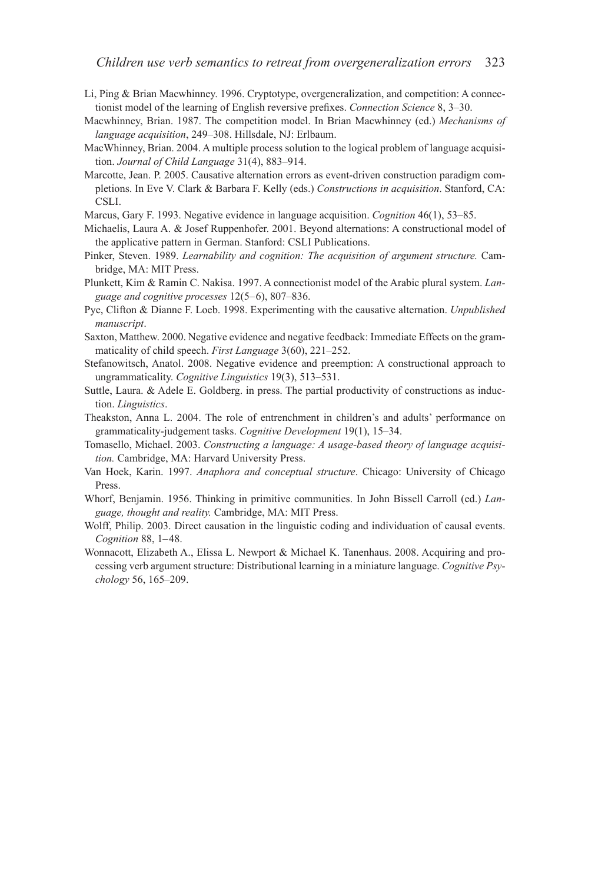Li, Ping & Brian Macwhinney. 1996. Cryptotype, overgeneralization, and competition: A connectionist model of the learning of English reversive prefixes. *Connection Science* 8, 3–30.

Macwhinney, Brian. 1987. The competition model. In Brian Macwhinney (ed.) *Mechanisms of language acquisition*, 249–308. Hillsdale, NJ: Erlbaum.

MacWhinney, Brian. 2004. A multiple process solution to the logical problem of language acquisition. *Journal of Child Language* 31(4), 883–914.

Marcotte, Jean. P. 2005. Causative alternation errors as event-driven construction paradigm completions. In Eve V. Clark & Barbara F. Kelly (eds.) *Constructions in acquisition*. Stanford, CA: CSLI.

Marcus, Gary F. 1993. Negative evidence in language acquisition. *Cognition* 46(1), 53–85.

Michaelis, Laura A. & Josef Ruppenhofer. 2001. Beyond alternations: A constructional model of the applicative pattern in German. Stanford: CSLI Publications.

Pinker, Steven. 1989. *Learnability and cognition: The acquisition of argument structure.* Cambridge, MA: MIT Press.

Plunkett, Kim & Ramin C. Nakisa. 1997. A connectionist model of the Arabic plural system. *Language and cognitive processes* 12(5–6), 807–836.

Pye, Clifton & Dianne F. Loeb. 1998. Experimenting with the causative alternation. *Unpublished manuscript*.

Saxton, Matthew. 2000. Negative evidence and negative feedback: Immediate Effects on the grammaticality of child speech. *First Language* 3(60), 221–252.

Stefanowitsch, Anatol. 2008. Negative evidence and preemption: A constructional approach to ungrammaticality. *Cognitive Linguistics* 19(3), 513–531.

Suttle, Laura. & Adele E. Goldberg. in press. The partial productivity of constructions as induction. *Linguistics*.

Theakston, Anna L. 2004. The role of entrenchment in children's and adults' performance on grammaticality-judgement tasks. *Cognitive Development* 19(1), 15–34.

Tomasello, Michael. 2003. *Constructing a language: A usage-based theory of language acquisition.* Cambridge, MA: Harvard University Press.

Van Hoek, Karin. 1997. *Anaphora and conceptual structure*. Chicago: University of Chicago Press.

Whorf, Benjamin. 1956. Thinking in primitive communities. In John Bissell Carroll (ed.) *Language, thought and reality.* Cambridge, MA: MIT Press.

Wolff, Philip. 2003. Direct causation in the linguistic coding and individuation of causal events. *Cognition* 88, 1–48.

Wonnacott, Elizabeth A., Elissa L. Newport & Michael K. Tanenhaus. 2008. Acquiring and processing verb argument structure: Distributional learning in a miniature language. *Cognitive Psychology* 56, 165–209.